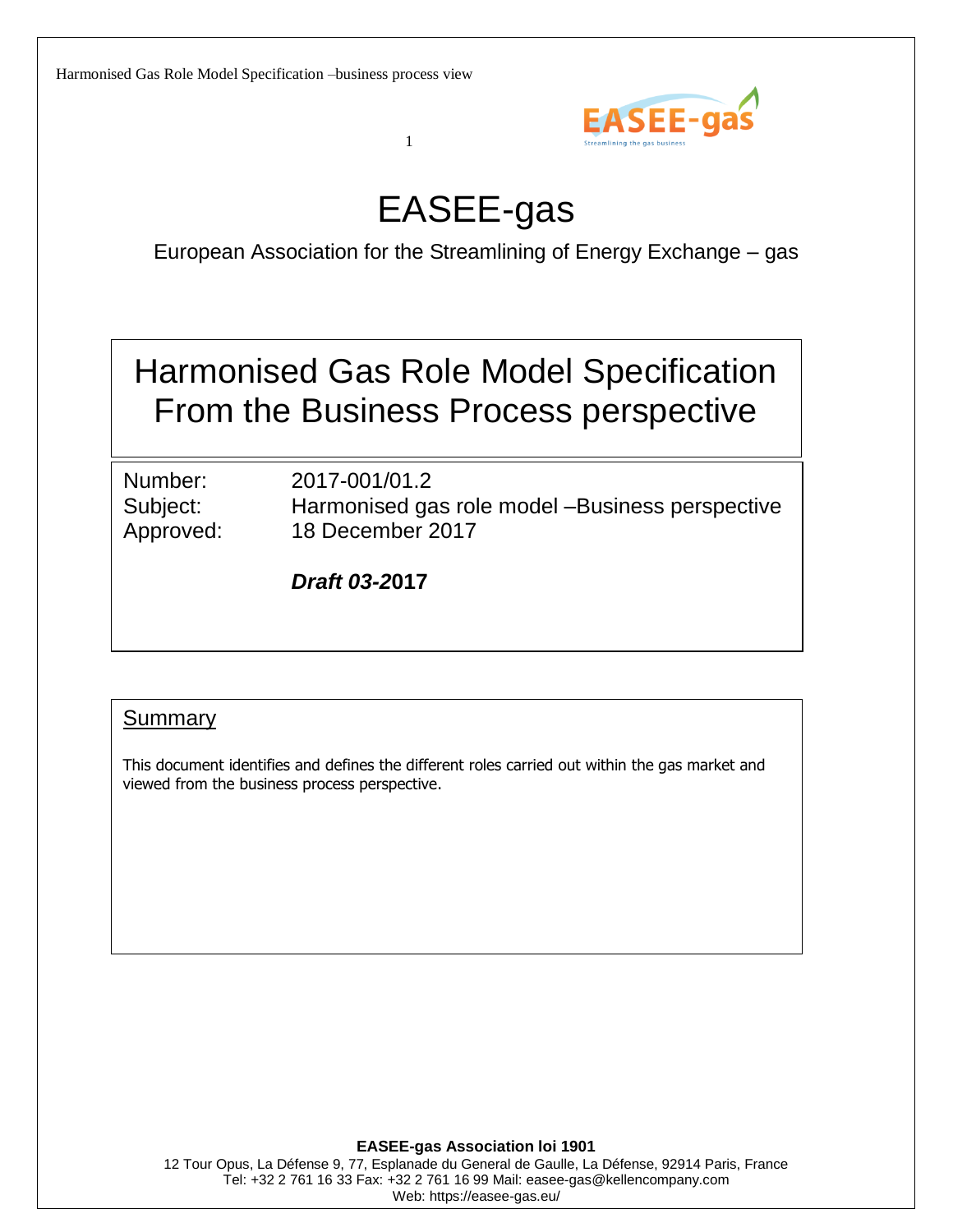# EASEE-gas

European Association for the Streamlining of Energy Exchange – gas

## Harmonised Gas Role Model Specification From the Business Process perspective

| | |
|---|---|
| Number: | 2017-001/01.2 |
| Subject: | Harmonised gas role model –Business perspective |
| Approved: | 18 December 2017 |

***Draft 03-*2017**

### Summary

This document identifies and defines the different roles carried out within the gas market and viewed from the business process perspective.

**EASEE-gas Association loi 1901**

12 Tour Opus, La Défense 9, 77, Esplanade du General de Gaulle, La Défense, 92914 Paris, France
Tel: +32 2 761 16 33 Fax: +32 2 761 16 99 Mail: easee-gas@kellencompany.com
Web: https://easee-gas.eu/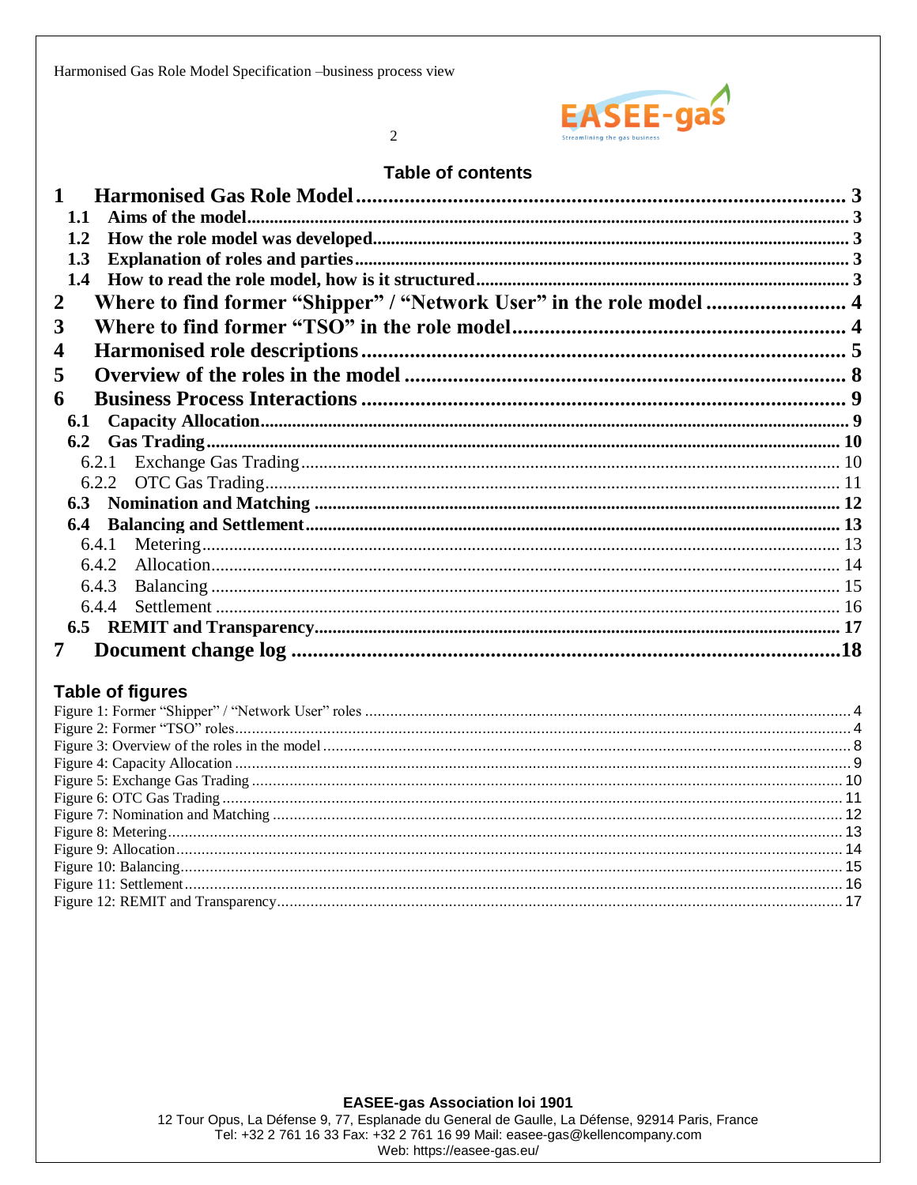## Table of contents

1 Harmonised Gas Role Model ........ 3
- 1.1 Aims of the model ........ 3
- 1.2 How the role model was developed ........ 3
- 1.3 Explanation of roles and parties ........ 3
- 1.4 How to read the role model, how is it structured ........ 3

2 Where to find former "Shipper" / "Network User" in the role model ........ 4

3 Where to find former "TSO" in the role model ........ 4

4 Harmonised role descriptions ........ 5

5 Overview of the roles in the model ........ 8

6 Business Process Interactions ........ 9
- 6.1 Capacity Allocation ........ 9
- 6.2 Gas Trading ........ 10
  - 6.2.1 Exchange Gas Trading ........ 10
  - 6.2.2 OTC Gas Trading ........ 11
- 6.3 Nomination and Matching ........ 12
- 6.4 Balancing and Settlement ........ 13
  - 6.4.1 Metering ........ 13
  - 6.4.2 Allocation ........ 14
  - 6.4.3 Balancing ........ 15
  - 6.4.4 Settlement ........ 16
- 6.5 REMIT and Transparency ........ 17

7 Document change log ........ 18

## Table of figures

- Figure 1: Former "Shipper" / "Network User" roles ........ 4
- Figure 2: Former "TSO" roles ........ 4
- Figure 3: Overview of the roles in the model ........ 8
- Figure 4: Capacity Allocation ........ 9
- Figure 5: Exchange Gas Trading ........ 10
- Figure 6: OTC Gas Trading ........ 11
- Figure 7: Nomination and Matching ........ 12
- Figure 8: Metering ........ 13
- Figure 9: Allocation ........ 14
- Figure 10: Balancing ........ 15
- Figure 11: Settlement ........ 16
- Figure 12: REMIT and Transparency ........ 17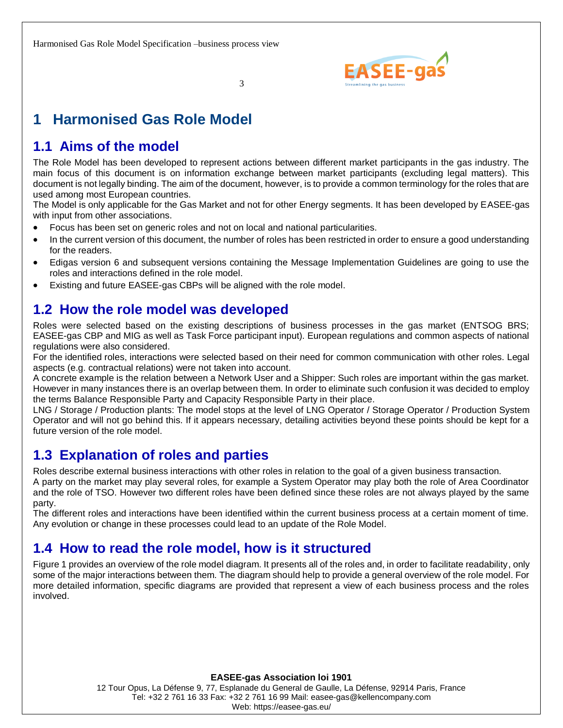# 1 Harmonised Gas Role Model

## 1.1 Aims of the model

The Role Model has been developed to represent actions between different market participants in the gas industry. The main focus of this document is on information exchange between market participants (excluding legal matters). This document is not legally binding. The aim of the document, however, is to provide a common terminology for the roles that are used among most European countries.

The Model is only applicable for the Gas Market and not for other Energy segments. It has been developed by EASEE-gas with input from other associations.

- Focus has been set on generic roles and not on local and national particularities.
- In the current version of this document, the number of roles has been restricted in order to ensure a good understanding for the readers.
- Edigas version 6 and subsequent versions containing the Message Implementation Guidelines are going to use the roles and interactions defined in the role model.
- Existing and future EASEE-gas CBPs will be aligned with the role model.

## 1.2 How the role model was developed

Roles were selected based on the existing descriptions of business processes in the gas market (ENTSOG BRS; EASEE-gas CBP and MIG as well as Task Force participant input). European regulations and common aspects of national regulations were also considered.

For the identified roles, interactions were selected based on their need for common communication with other roles. Legal aspects (e.g. contractual relations) were not taken into account.

A concrete example is the relation between a Network User and a Shipper: Such roles are important within the gas market. However in many instances there is an overlap between them. In order to eliminate such confusion it was decided to employ the terms Balance Responsible Party and Capacity Responsible Party in their place.

LNG / Storage / Production plants: The model stops at the level of LNG Operator / Storage Operator / Production System Operator and will not go behind this. If it appears necessary, detailing activities beyond these points should be kept for a future version of the role model.

## 1.3 Explanation of roles and parties

Roles describe external business interactions with other roles in relation to the goal of a given business transaction.

A party on the market may play several roles, for example a System Operator may play both the role of Area Coordinator and the role of TSO. However two different roles have been defined since these roles are not always played by the same party.

The different roles and interactions have been identified within the current business process at a certain moment of time. Any evolution or change in these processes could lead to an update of the Role Model.

## 1.4 How to read the role model, how is it structured

Figure 1 provides an overview of the role model diagram. It presents all of the roles and, in order to facilitate readability, only some of the major interactions between them. The diagram should help to provide a general overview of the role model. For more detailed information, specific diagrams are provided that represent a view of each business process and the roles involved.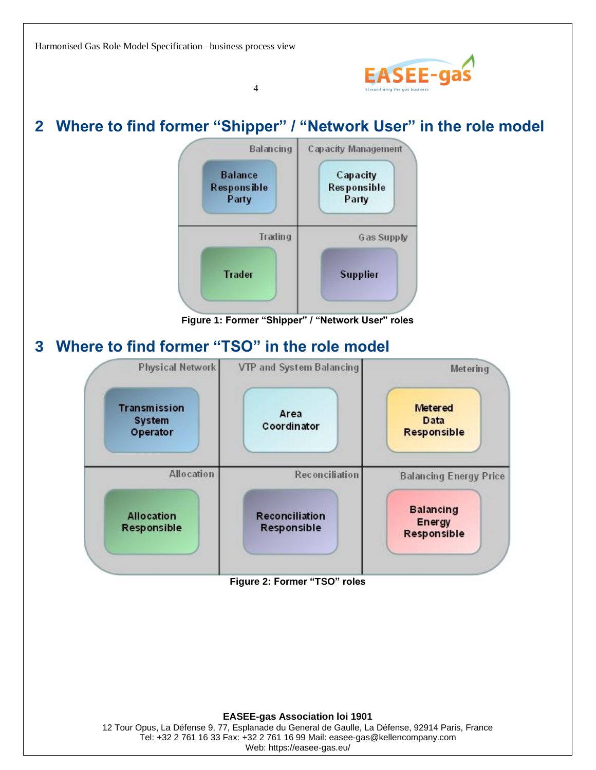## 2 Where to find former "Shipper" / "Network User" in the role model

| Balancing | Capacity Management |
|---|---|
| Balance Responsible Party | Capacity Responsible Party |
| **Trading** | **Gas Supply** |
| Trader | Supplier |

**Figure 1: Former "Shipper" / "Network User" roles**

## 3 Where to find former "TSO" in the role model

| Physical Network | VTP and System Balancing | Metering |
|---|---|---|
| Transmission System Operator | Area Coordinator | Metered Data Responsible |
| **Allocation** | **Reconciliation** | **Balancing Energy Price** |
| Allocation Responsible | Reconciliation Responsible | Balancing Energy Responsible |

**Figure 2: Former "TSO" roles**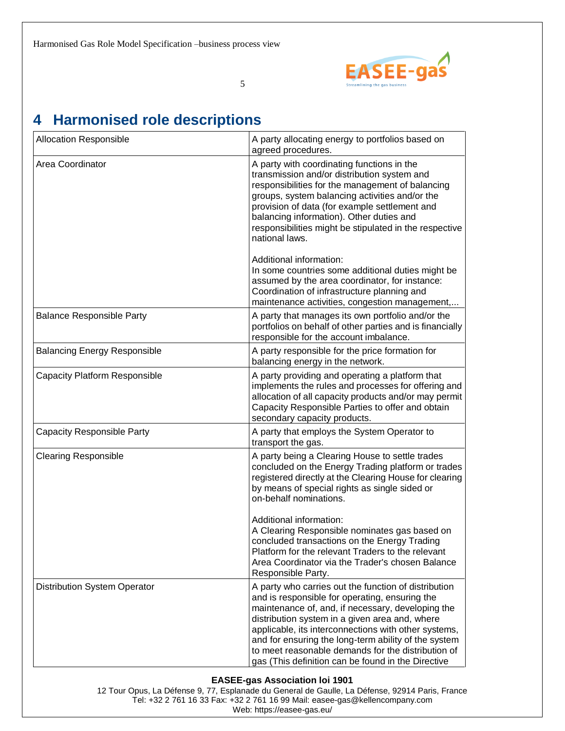# 4 Harmonised role descriptions

| | |
|---|---|
| Allocation Responsible | A party allocating energy to portfolios based on agreed procedures. |
| Area Coordinator | A party with coordinating functions in the transmission and/or distribution system and responsibilities for the management of balancing groups, system balancing activities and/or the provision of data (for example settlement and balancing information). Other duties and responsibilities might be stipulated in the respective national laws.<br><br>Additional information:<br>In some countries some additional duties might be assumed by the area coordinator, for instance: Coordination of infrastructure planning and maintenance activities, congestion management,... |
| Balance Responsible Party | A party that manages its own portfolio and/or the portfolios on behalf of other parties and is financially responsible for the account imbalance. |
| Balancing Energy Responsible | A party responsible for the price formation for balancing energy in the network. |
| Capacity Platform Responsible | A party providing and operating a platform that implements the rules and processes for offering and allocation of all capacity products and/or may permit Capacity Responsible Parties to offer and obtain secondary capacity products. |
| Capacity Responsible Party | A party that employs the System Operator to transport the gas. |
| Clearing Responsible | A party being a Clearing House to settle trades concluded on the Energy Trading platform or trades registered directly at the Clearing House for clearing by means of special rights as single sided or on-behalf nominations.<br><br>Additional information:<br>A Clearing Responsible nominates gas based on concluded transactions on the Energy Trading Platform for the relevant Traders to the relevant Area Coordinator via the Trader's chosen Balance Responsible Party. |
| Distribution System Operator | A party who carries out the function of distribution and is responsible for operating, ensuring the maintenance of, and, if necessary, developing the distribution system in a given area and, where applicable, its interconnections with other systems, and for ensuring the long-term ability of the system to meet reasonable demands for the distribution of gas (This definition can be found in the Directive |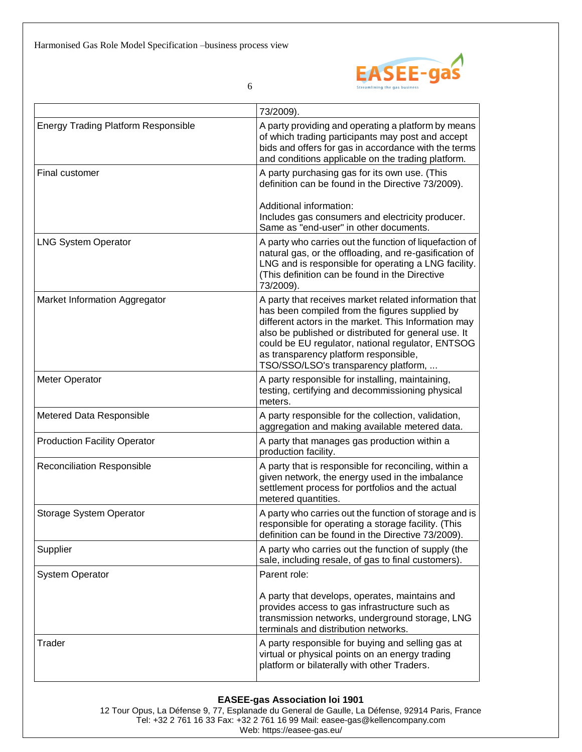| | |
|---|---|
| | 73/2009). |
| Energy Trading Platform Responsible | A party providing and operating a platform by means of which trading participants may post and accept bids and offers for gas in accordance with the terms and conditions applicable on the trading platform. |
| Final customer | A party purchasing gas for its own use. (This definition can be found in the Directive 73/2009).<br><br>Additional information:<br>Includes gas consumers and electricity producer. Same as "end-user" in other documents. |
| LNG System Operator | A party who carries out the function of liquefaction of natural gas, or the offloading, and re-gasification of LNG and is responsible for operating a LNG facility. (This definition can be found in the Directive 73/2009). |
| Market Information Aggregator | A party that receives market related information that has been compiled from the figures supplied by different actors in the market. This Information may also be published or distributed for general use. It could be EU regulator, national regulator, ENTSOG as transparency platform responsible, TSO/SSO/LSO's transparency platform, ... |
| Meter Operator | A party responsible for installing, maintaining, testing, certifying and decommissioning physical meters. |
| Metered Data Responsible | A party responsible for the collection, validation, aggregation and making available metered data. |
| Production Facility Operator | A party that manages gas production within a production facility. |
| Reconciliation Responsible | A party that is responsible for reconciling, within a given network, the energy used in the imbalance settlement process for portfolios and the actual metered quantities. |
| Storage System Operator | A party who carries out the function of storage and is responsible for operating a storage facility. (This definition can be found in the Directive 73/2009). |
| Supplier | A party who carries out the function of supply (the sale, including resale, of gas to final customers). |
| System Operator | Parent role:<br><br>A party that develops, operates, maintains and provides access to gas infrastructure such as transmission networks, underground storage, LNG terminals and distribution networks. |
| Trader | A party responsible for buying and selling gas at virtual or physical points on an energy trading platform or bilaterally with other Traders. |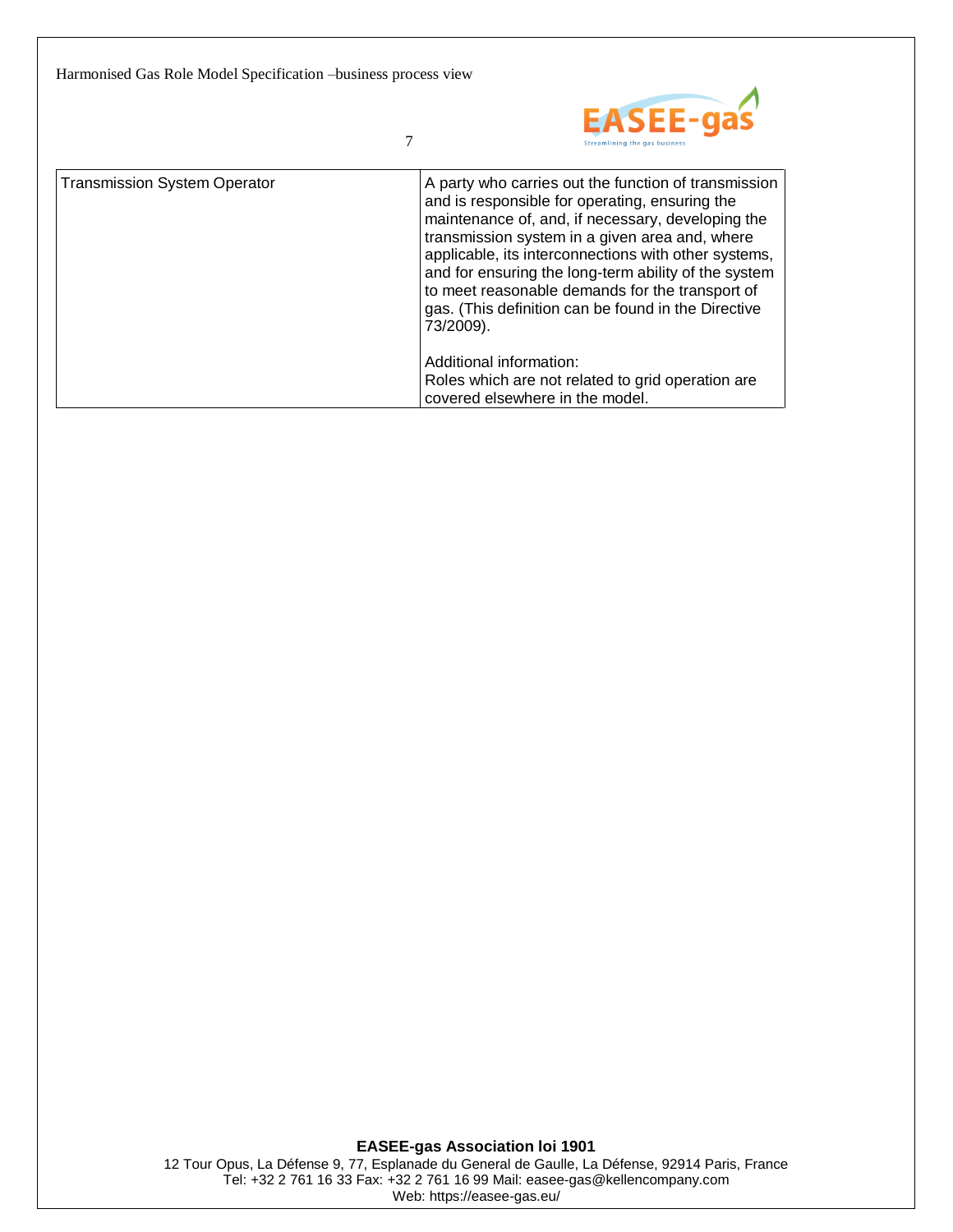| Transmission System Operator | A party who carries out the function of transmission and is responsible for operating, ensuring the maintenance of, and, if necessary, developing the transmission system in a given area and, where applicable, its interconnections with other systems, and for ensuring the long-term ability of the system to meet reasonable demands for the transport of gas. (This definition can be found in the Directive 73/2009).<br><br>Additional information:<br>Roles which are not related to grid operation are covered elsewhere in the model. |
|---|---|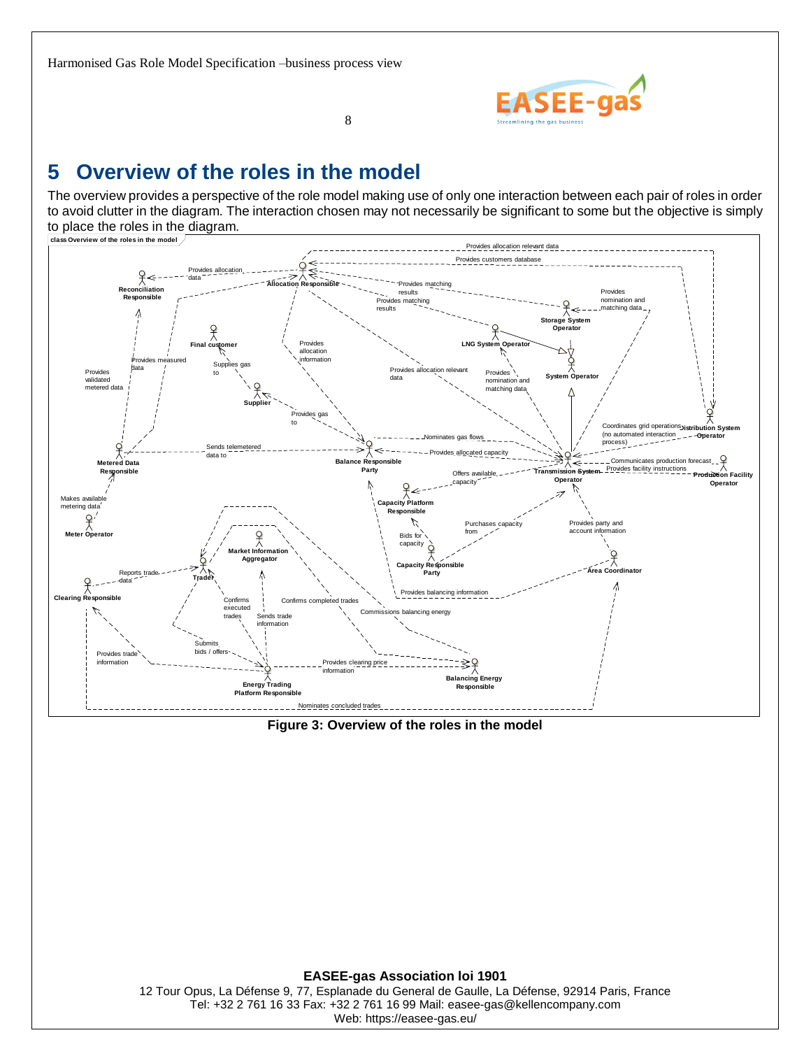# 5 Overview of the roles in the model

The overview provides a perspective of the role model making use of only one interaction between each pair of roles in order to avoid clutter in the diagram. The interaction chosen may not necessarily be significant to some but the objective is simply to place the roles in the diagram.

**Figure 3: Overview of the roles in the model**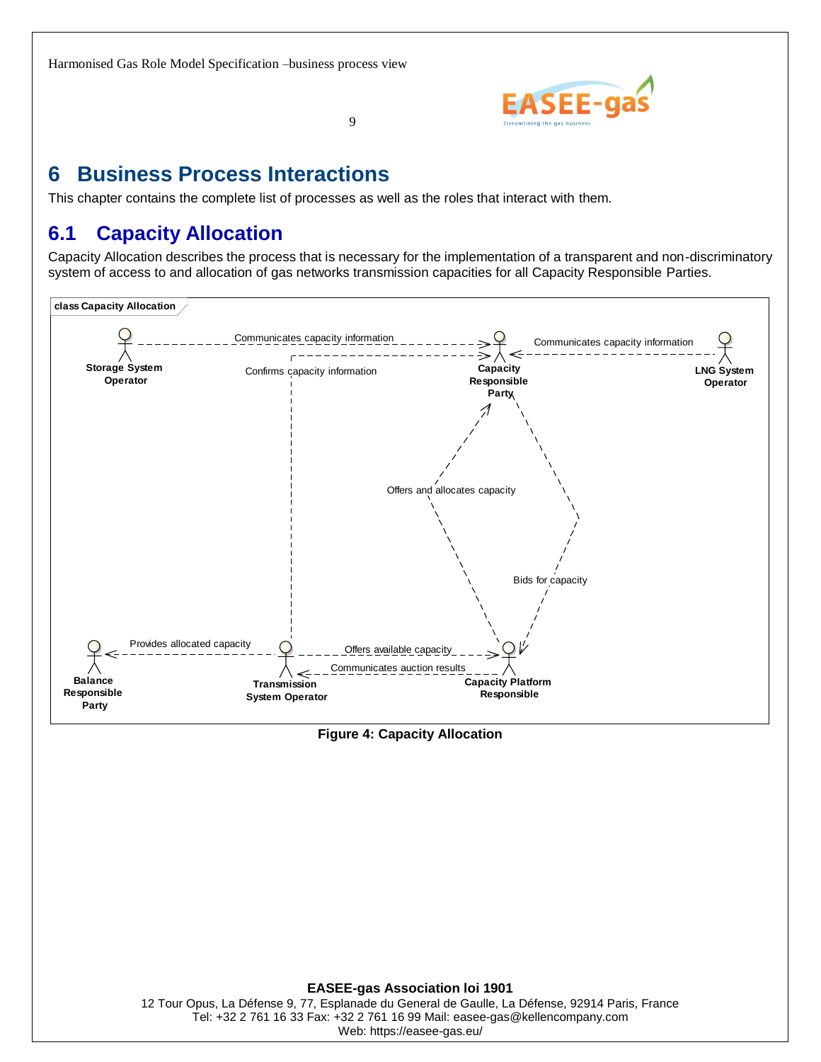# 6 Business Process Interactions

This chapter contains the complete list of processes as well as the roles that interact with them.

## 6.1 Capacity Allocation

Capacity Allocation describes the process that is necessary for the implementation of a transparent and non-discriminatory system of access to and allocation of gas networks transmission capacities for all Capacity Responsible Parties.

**Figure 4: Capacity Allocation**

**EASEE-gas Association loi 1901**
12 Tour Opus, La Défense 9, 77, Esplanade du General de Gaulle, La Défense, 92914 Paris, France
Tel: +32 2 761 16 33 Fax: +32 2 761 16 99 Mail: easee-gas@kellencompany.com
Web: https://easee-gas.eu/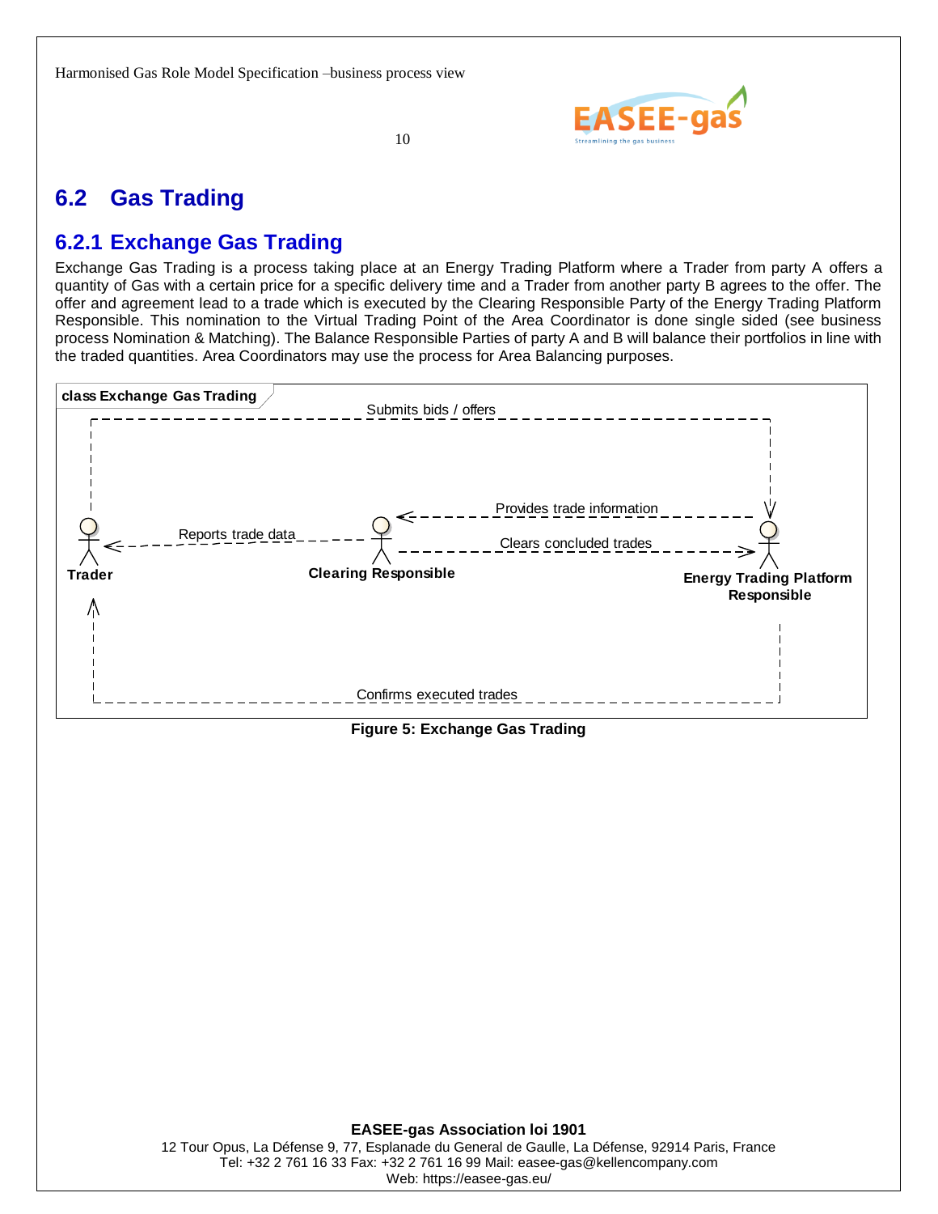## 6.2 Gas Trading

### 6.2.1 Exchange Gas Trading

Exchange Gas Trading is a process taking place at an Energy Trading Platform where a Trader from party A offers a quantity of Gas with a certain price for a specific delivery time and a Trader from another party B agrees to the offer. The offer and agreement lead to a trade which is executed by the Clearing Responsible Party of the Energy Trading Platform Responsible. This nomination to the Virtual Trading Point of the Area Coordinator is done single sided (see business process Nomination & Matching). The Balance Responsible Parties of party A and B will balance their portfolios in line with the traded quantities. Area Coordinators may use the process for Area Balancing purposes.

**class Exchange Gas Trading**

- Trader → Energy Trading Platform Responsible: Submits bids / offers
- Energy Trading Platform Responsible → Clearing Responsible: Provides trade information
- Clearing Responsible → Energy Trading Platform Responsible: Clears concluded trades
- Clearing Responsible → Trader: Reports trade data
- Energy Trading Platform Responsible → Trader: Confirms executed trades

**Figure 5: Exchange Gas Trading**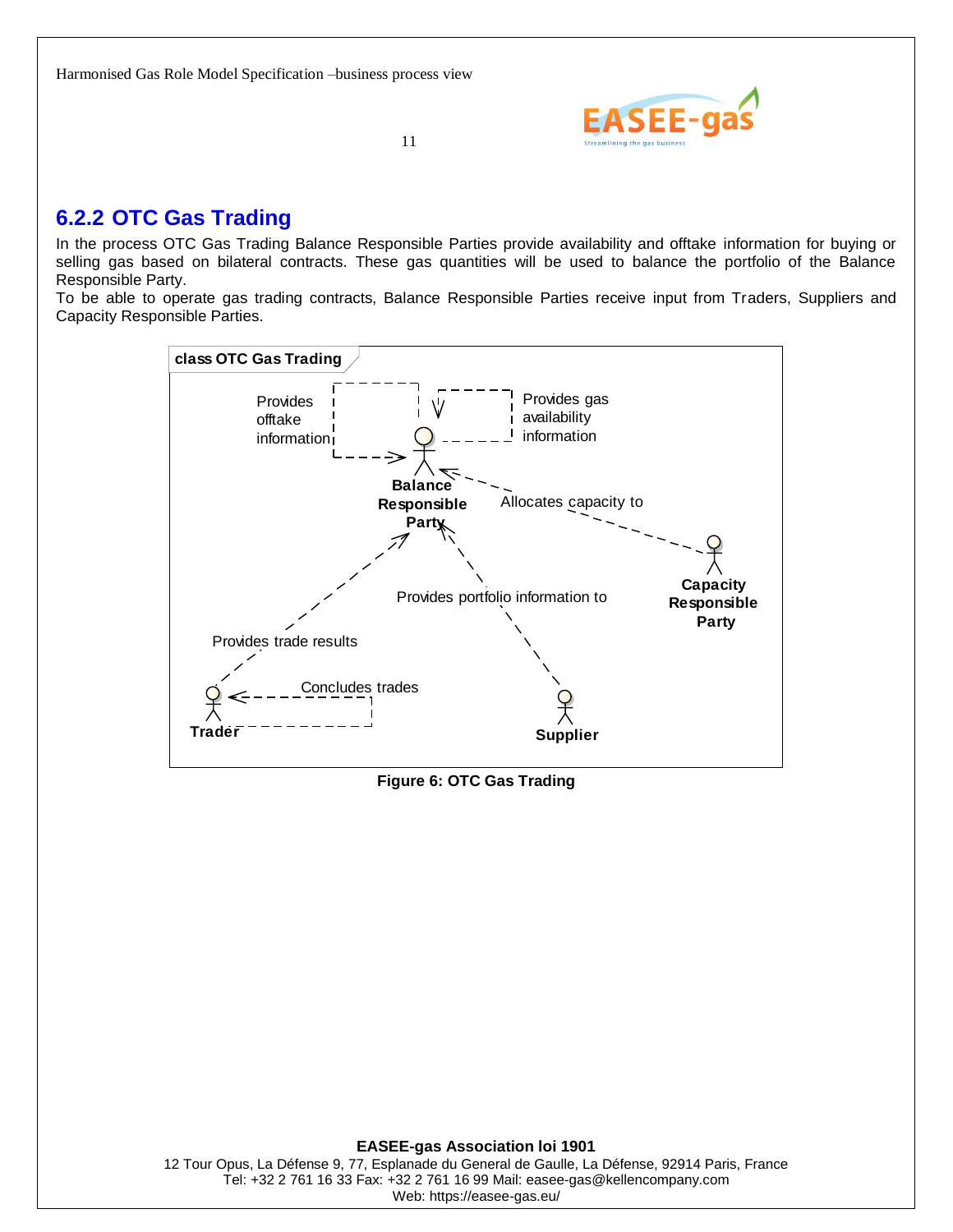### 6.2.2 OTC Gas Trading

In the process OTC Gas Trading Balance Responsible Parties provide availability and offtake information for buying or selling gas based on bilateral contracts. These gas quantities will be used to balance the portfolio of the Balance Responsible Party.
To be able to operate gas trading contracts, Balance Responsible Parties receive input from Traders, Suppliers and Capacity Responsible Parties.

class OTC Gas Trading

Provides offtake information

Provides gas availability information

Balance Responsible Party

Allocates capacity to

Capacity Responsible Party

Provides portfolio information to

Provides trade results

Concludes trades

Trader

Supplier

**Figure 6: OTC Gas Trading**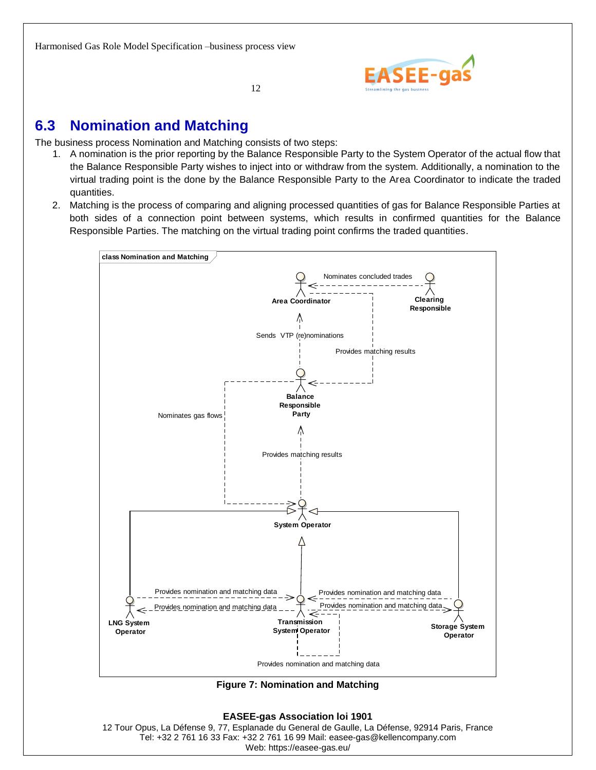## 6.3 Nomination and Matching

The business process Nomination and Matching consists of two steps:

1. A nomination is the prior reporting by the Balance Responsible Party to the System Operator of the actual flow that the Balance Responsible Party wishes to inject into or withdraw from the system. Additionally, a nomination to the virtual trading point is the done by the Balance Responsible Party to the Area Coordinator to indicate the traded quantities.
2. Matching is the process of comparing and aligning processed quantities of gas for Balance Responsible Parties at both sides of a connection point between systems, which results in confirmed quantities for the Balance Responsible Parties. The matching on the virtual trading point confirms the traded quantities.

Figure 7: Nomination and Matching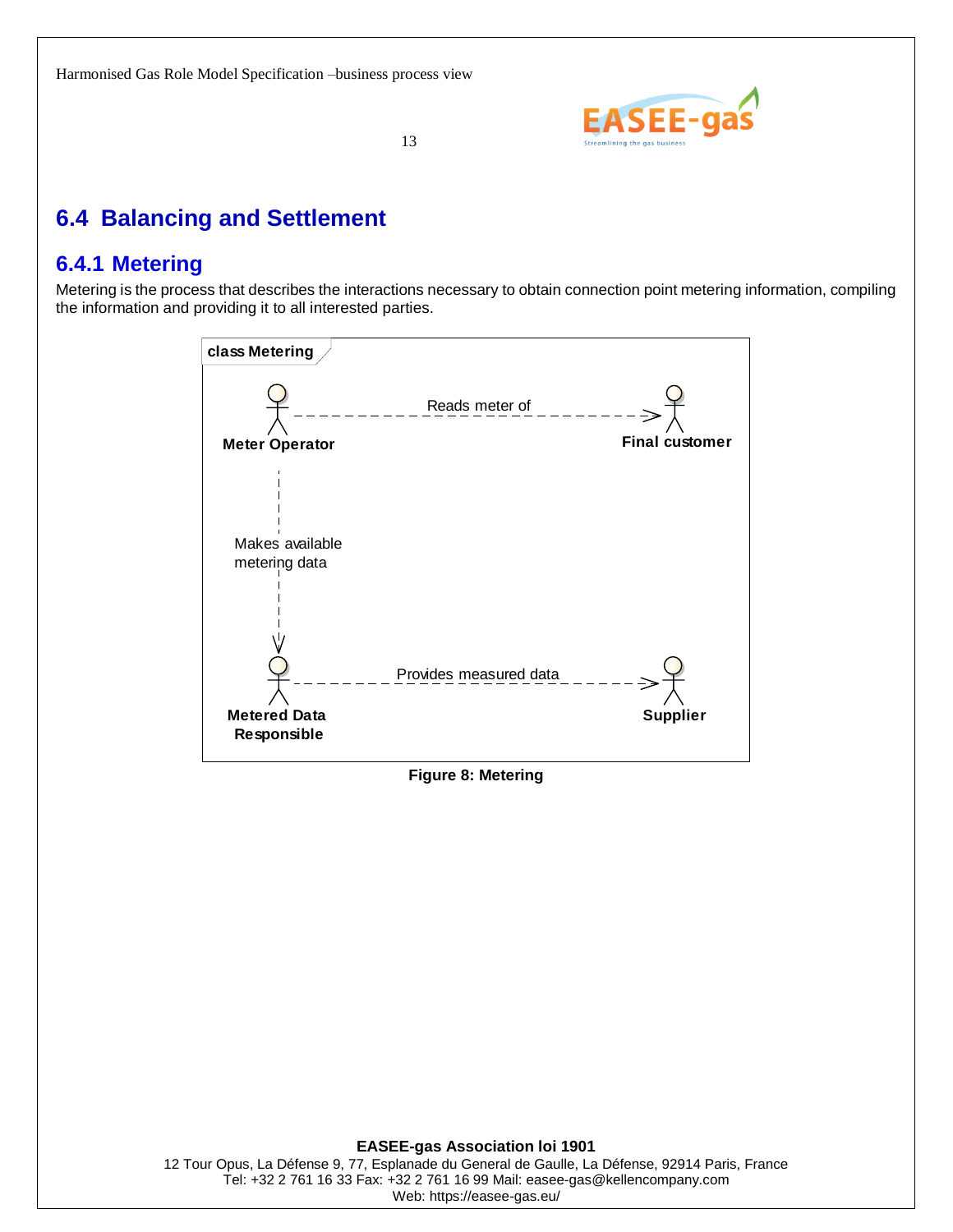## 6.4 Balancing and Settlement

### 6.4.1 Metering

Metering is the process that describes the interactions necessary to obtain connection point metering information, compiling the information and providing it to all interested parties.

class Metering

Meter Operator — Reads meter of → Final customer

Meter Operator — Makes available metering data → Metered Data Responsible

Metered Data Responsible — Provides measured data → Supplier

**Figure 8: Metering**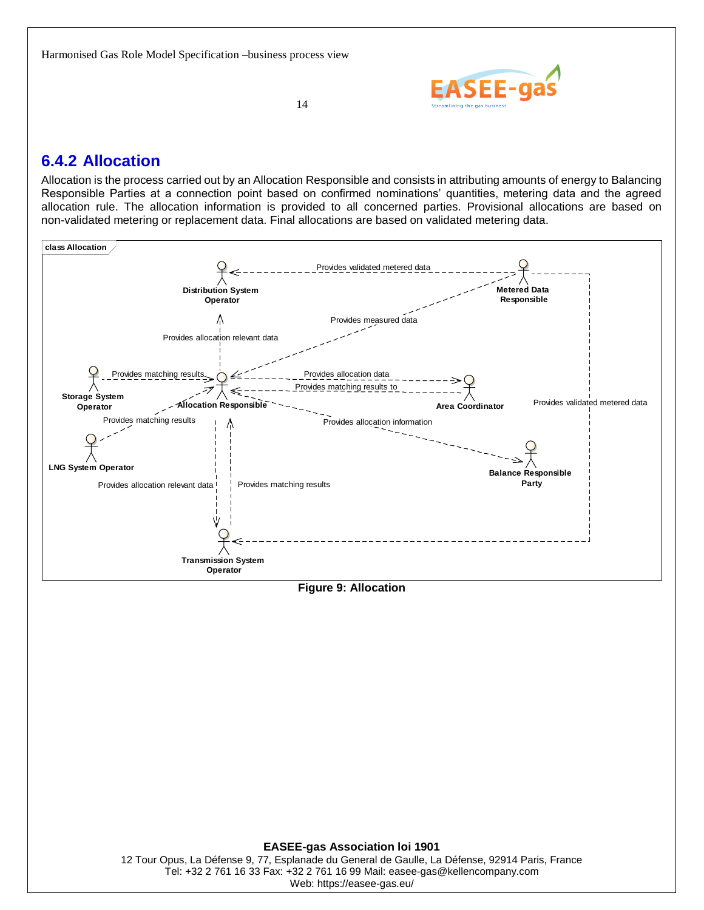## 6.4.2 Allocation

Allocation is the process carried out by an Allocation Responsible and consists in attributing amounts of energy to Balancing Responsible Parties at a connection point based on confirmed nominations' quantities, metering data and the agreed allocation rule. The allocation information is provided to all concerned parties. Provisional allocations are based on non-validated metering or replacement data. Final allocations are based on validated metering data.

class Allocation

- Metered Data Responsible → Distribution System Operator: Provides validated metered data
- Metered Data Responsible → Allocation Responsible: Provides measured data
- Metered Data Responsible → Transmission System Operator: Provides validated metered data
- Allocation Responsible → Distribution System Operator: Provides allocation relevant data
- Storage System Operator → Allocation Responsible: Provides matching results
- LNG System Operator → Allocation Responsible: Provides matching results
- Allocation Responsible → Area Coordinator: Provides allocation data
- Area Coordinator → Allocation Responsible: Provides matching results to
- Allocation Responsible → Balance Responsible Party: Provides allocation information
- Allocation Responsible → Transmission System Operator: Provides allocation relevant data
- Transmission System Operator → Allocation Responsible: Provides matching results

**Figure 9: Allocation**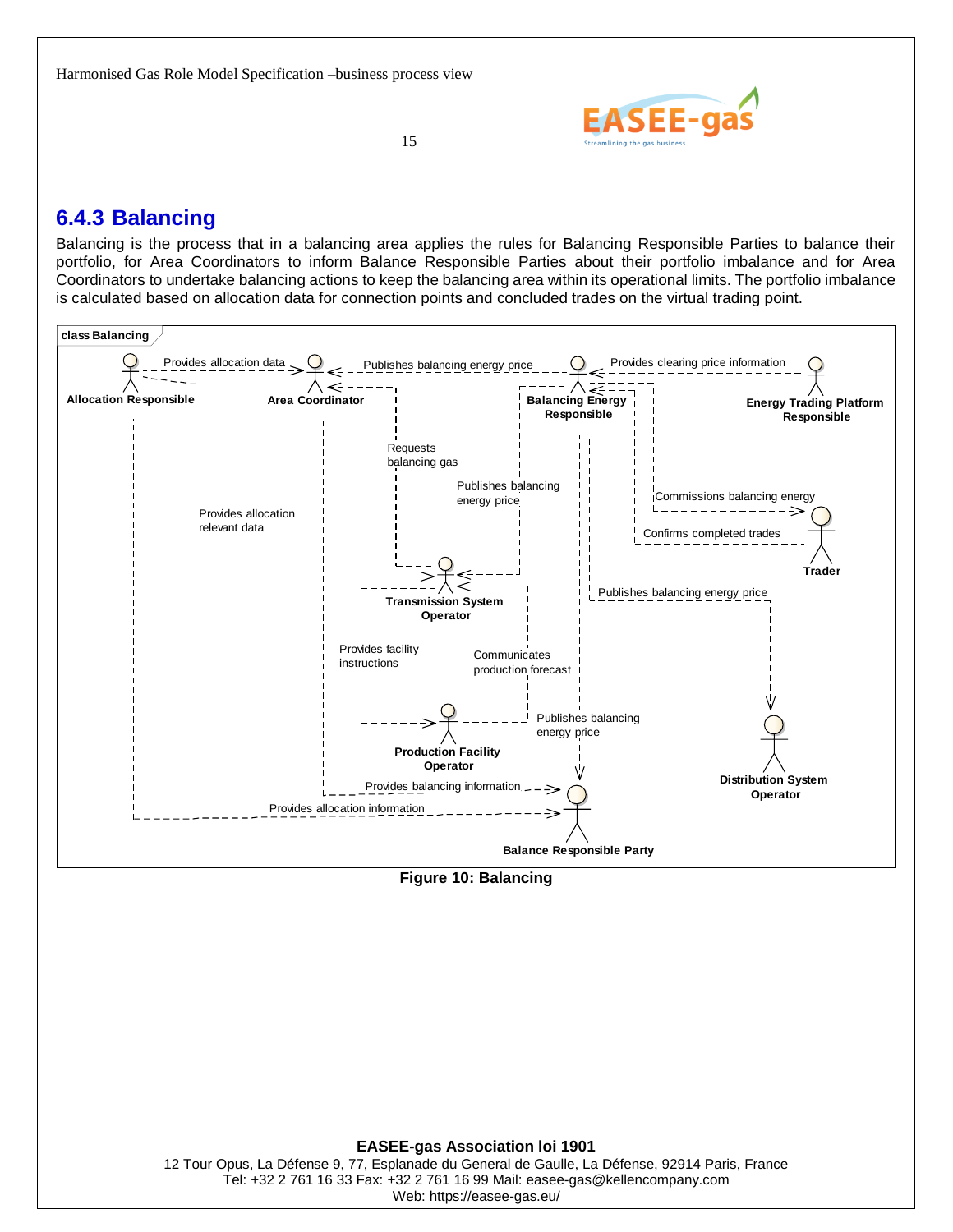## 6.4.3 Balancing

Balancing is the process that in a balancing area applies the rules for Balancing Responsible Parties to balance their portfolio, for Area Coordinators to inform Balance Responsible Parties about their portfolio imbalance and for Area Coordinators to undertake balancing actions to keep the balancing area within its operational limits. The portfolio imbalance is calculated based on allocation data for connection points and concluded trades on the virtual trading point.

**Figure 10: Balancing**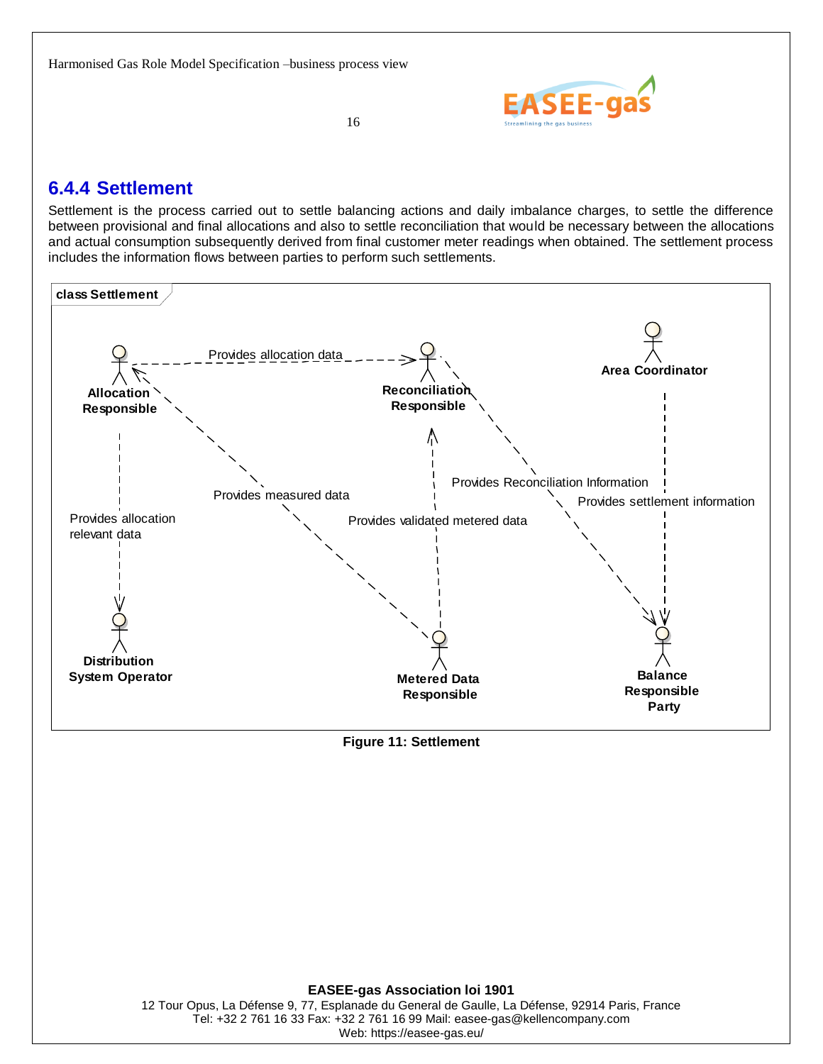## 6.4.4 Settlement

Settlement is the process carried out to settle balancing actions and daily imbalance charges, to settle the difference between provisional and final allocations and also to settle reconciliation that would be necessary between the allocations and actual consumption subsequently derived from final customer meter readings when obtained. The settlement process includes the information flows between parties to perform such settlements.

class Settlement

Allocation Responsible — Provides allocation data → Reconciliation Responsible

Allocation Responsible — Provides allocation relevant data → Distribution System Operator

Metered Data Responsible — Provides measured data → Allocation Responsible

Metered Data Responsible — Provides validated metered data → Reconciliation Responsible

Reconciliation Responsible — Provides Reconciliation Information → Balance Responsible Party

Area Coordinator — Provides settlement information → Balance Responsible Party

**Figure 11: Settlement**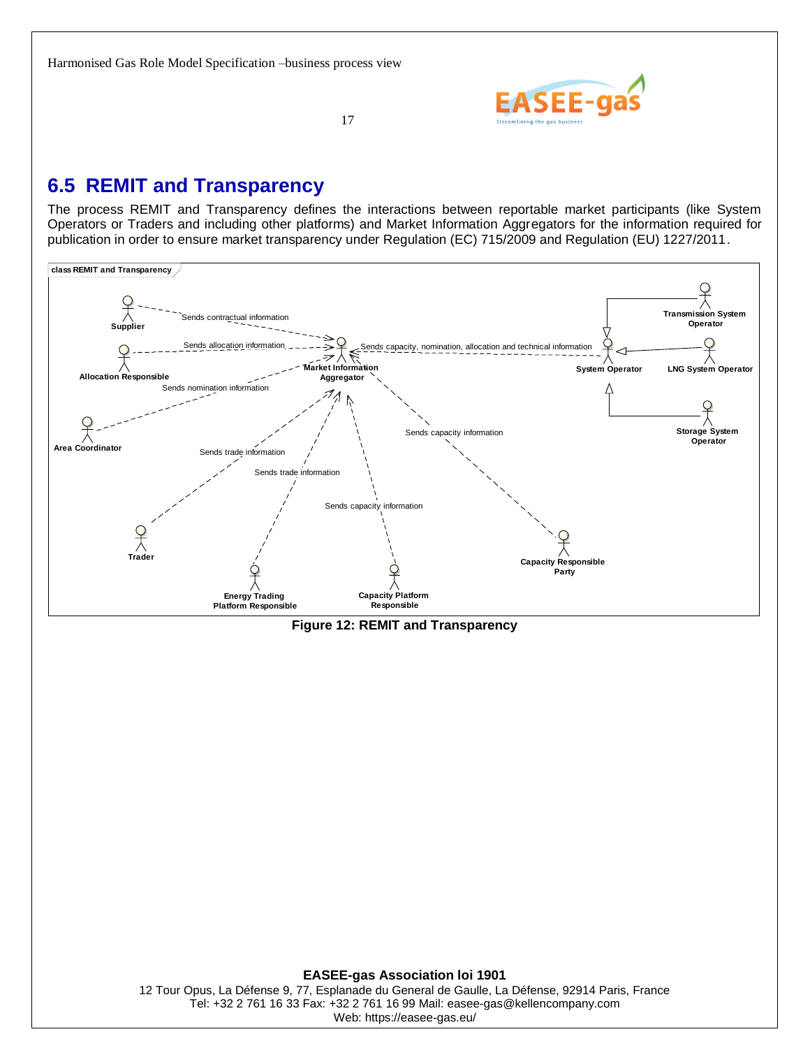## 6.5 REMIT and Transparency

The process REMIT and Transparency defines the interactions between reportable market participants (like System Operators or Traders and including other platforms) and Market Information Aggregators for the information required for publication in order to ensure market transparency under Regulation (EC) 715/2009 and Regulation (EU) 1227/2011.

class REMIT and Transparency

Supplier — Sends contractual information → Market Information Aggregator

Allocation Responsible — Sends allocation information → Market Information Aggregator

Area Coordinator — Sends nomination information → Market Information Aggregator

System Operator — Sends capacity, nomination, allocation and technical information → Market Information Aggregator

Trader — Sends trade information → Market Information Aggregator

Energy Trading Platform Responsible — Sends trade information → Market Information Aggregator

Capacity Platform Responsible — Sends capacity information → Market Information Aggregator

Capacity Responsible Party — Sends capacity information → Market Information Aggregator

Transmission System Operator, LNG System Operator, Storage System Operator → System Operator (generalisation)

**Figure 12: REMIT and Transparency**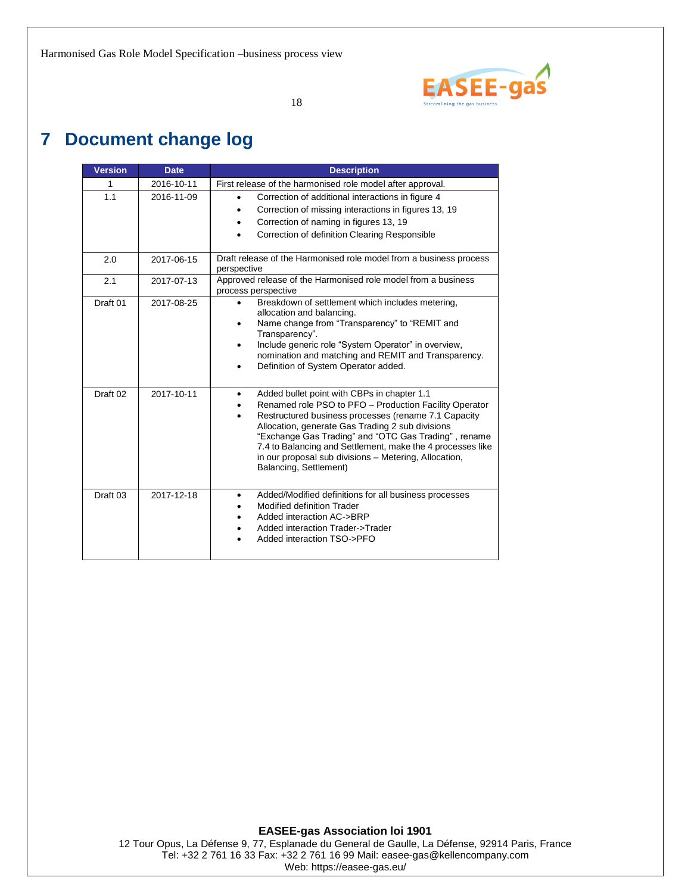# 7 Document change log

| Version | Date | Description |
|---|---|---|
| 1 | 2016-10-11 | First release of the harmonised role model after approval. |
| 1.1 | 2016-11-09 | • Correction of additional interactions in figure 4<br>• Correction of missing interactions in figures 13, 19<br>• Correction of naming in figures 13, 19<br>• Correction of definition Clearing Responsible |
| 2.0 | 2017-06-15 | Draft release of the Harmonised role model from a business process perspective |
| 2.1 | 2017-07-13 | Approved release of the Harmonised role model from a business process perspective |
| Draft 01 | 2017-08-25 | • Breakdown of settlement which includes metering, allocation and balancing.<br>• Name change from “Transparency” to “REMIT and Transparency”.<br>• Include generic role “System Operator” in overview, nomination and matching and REMIT and Transparency.<br>• Definition of System Operator added. |
| Draft 02 | 2017-10-11 | • Added bullet point with CBPs in chapter 1.1<br>• Renamed role PSO to PFO – Production Facility Operator<br>• Restructured business processes (rename 7.1 Capacity Allocation, generate Gas Trading 2 sub divisions “Exchange Gas Trading” and “OTC Gas Trading” , rename 7.4 to Balancing and Settlement, make the 4 processes like in our proposal sub divisions – Metering, Allocation, Balancing, Settlement) |
| Draft 03 | 2017-12-18 | • Added/Modified definitions for all business processes<br>• Modified definition Trader<br>• Added interaction AC->BRP<br>• Added interaction Trader->Trader<br>• Added interaction TSO->PFO |

**EASEE-gas Association loi 1901**

12 Tour Opus, La Défense 9, 77, Esplanade du General de Gaulle, La Défense, 92914 Paris, France
Tel: +32 2 761 16 33 Fax: +32 2 761 16 99 Mail: easee-gas@kellencompany.com
Web: https://easee-gas.eu/